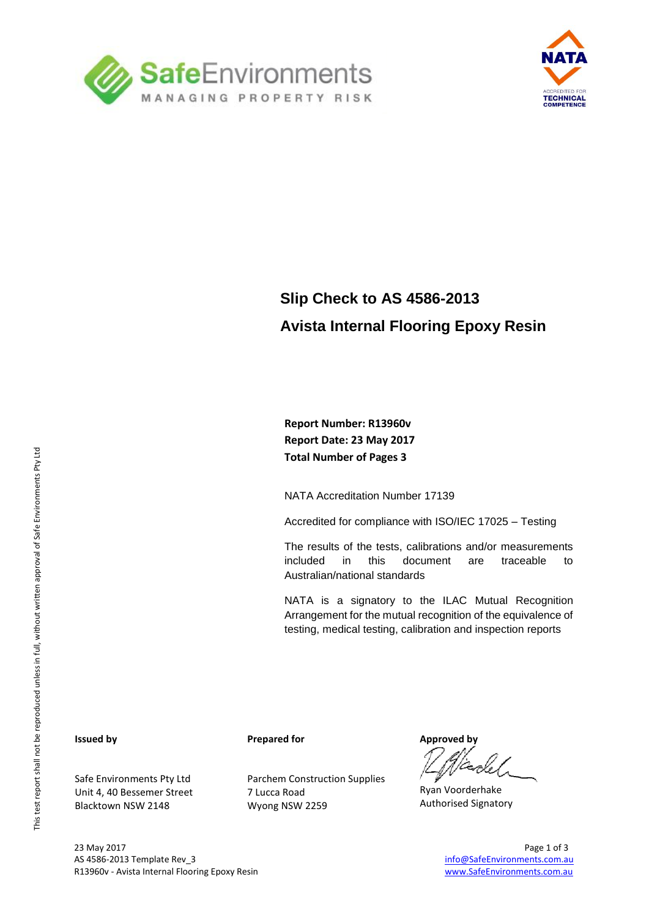SafeEnvironments

MANAGING PROPERTY RISK

NATA

ACCREDITED FOR TECHNICAL COMPETENCE

# Slip Check to AS 4586-2013

# Avista Internal Flooring Epoxy Resin

**Report Number: R13960v**
**Report Date: 23 May 2017**
**Total Number of Pages 3**

NATA Accreditation Number 17139

Accredited for compliance with ISO/IEC 17025 – Testing

The results of the tests, calibrations and/or measurements included in this document are traceable to Australian/national standards

NATA is a signatory to the ILAC Mutual Recognition Arrangement for the mutual recognition of the equivalence of testing, medical testing, calibration and inspection reports

This test report shall not be reproduced unless in full, without written approval of Safe Environments Pty Ltd

**Issued by**

Safe Environments Pty Ltd
Unit 4, 40 Bessemer Street
Blacktown NSW 2148

**Prepared for**

Parchem Construction Supplies
7 Lucca Road
Wyong NSW 2259

**Approved by**

Ryan Voorderhake
Authorised Signatory

23 May 2017
AS 4586-2013 Template Rev_3
R13960v - Avista Internal Flooring Epoxy Resin

info@SafeEnvironments.com.au
www.SafeEnvironments.com.au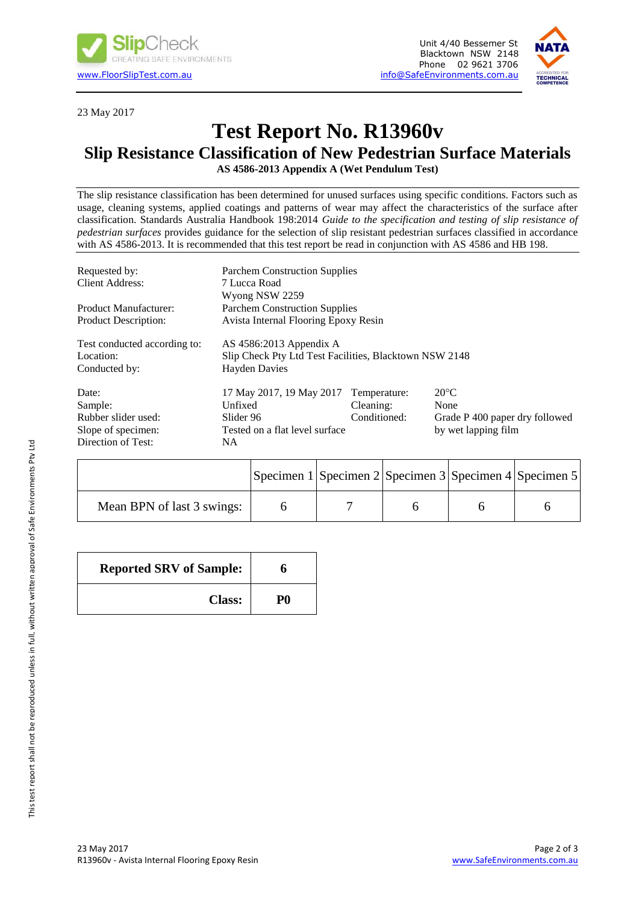23 May 2017

# Test Report No. R13960v

## Slip Resistance Classification of New Pedestrian Surface Materials

**AS 4586-2013 Appendix A (Wet Pendulum Test)**

The slip resistance classification has been determined for unused surfaces using specific conditions. Factors such as usage, cleaning systems, applied coatings and patterns of wear may affect the characteristics of the surface after classification. Standards Australia Handbook 198:2014 *Guide to the specification and testing of slip resistance of pedestrian surfaces* provides guidance for the selection of slip resistant pedestrian surfaces classified in accordance with AS 4586-2013. It is recommended that this test report be read in conjunction with AS 4586 and HB 198.

| | |
|---|---|
| Requested by: | Parchem Construction Supplies |
| Client Address: | 7 Lucca Road<br>Wyong NSW 2259 |
| Product Manufacturer: | Parchem Construction Supplies |
| Product Description: | Avista Internal Flooring Epoxy Resin |
| Test conducted according to: | AS 4586:2013 Appendix A |
| Location: | Slip Check Pty Ltd Test Facilities, Blacktown NSW 2148 |
| Conducted by: | Hayden Davies |

| | | | |
|---|---|---|---|
| Date: | 17 May 2017, 19 May 2017 | Temperature: | 20°C |
| Sample: | Unfixed | Cleaning: | None |
| Rubber slider used: | Slider 96 | Conditioned: | Grade P 400 paper dry followed by wet lapping film |
| Slope of specimen: | Tested on a flat level surface | | |
| Direction of Test: | NA | | |

| | Specimen 1 | Specimen 2 | Specimen 3 | Specimen 4 | Specimen 5 |
|---|---|---|---|---|---|
| Mean BPN of last 3 swings: | 6 | 7 | 6 | 6 | 6 |

| | |
|---|---|
| **Reported SRV of Sample:** | **6** |
| **Class:** | **P0** |

This test report shall not be reproduced unless in full, without written approval of Safe Environments Pty Ltd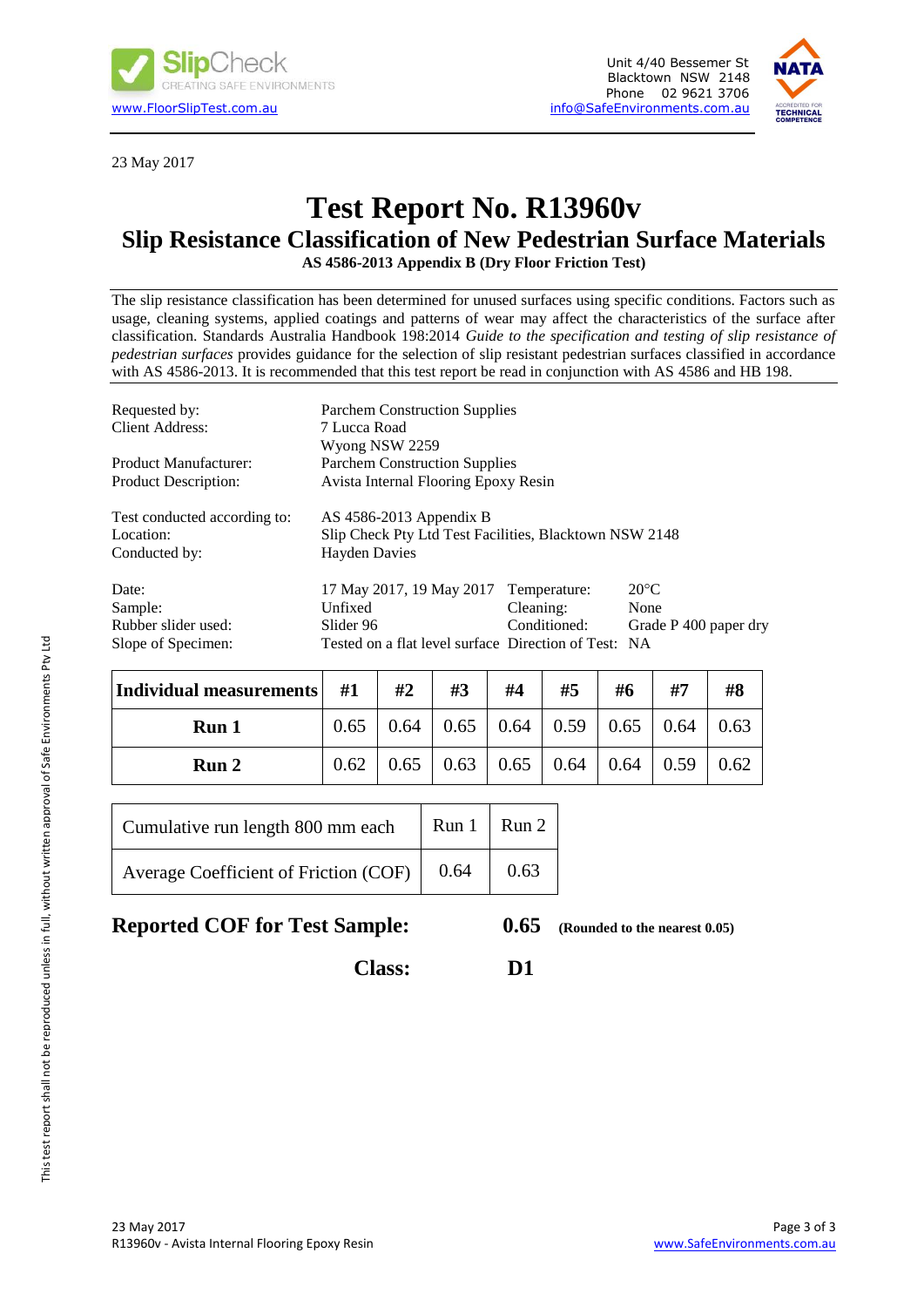SlipCheck
CREATING SAFE ENVIRONMENTS
www.FloorSlipTest.com.au

Unit 4/40 Bessemer St
Blacktown NSW 2148
Phone 02 9621 3706
info@SafeEnvironments.com.au

23 May 2017

# Test Report No. R13960v

## Slip Resistance Classification of New Pedestrian Surface Materials

**AS 4586-2013 Appendix B (Dry Floor Friction Test)**

The slip resistance classification has been determined for unused surfaces using specific conditions. Factors such as usage, cleaning systems, applied coatings and patterns of wear may affect the characteristics of the surface after classification. Standards Australia Handbook 198:2014 *Guide to the specification and testing of slip resistance of pedestrian surfaces* provides guidance for the selection of slip resistant pedestrian surfaces classified in accordance with AS 4586-2013. It is recommended that this test report be read in conjunction with AS 4586 and HB 198.

| | |
|---|---|
| Requested by: | Parchem Construction Supplies |
| Client Address: | 7 Lucca Road<br>Wyong NSW 2259 |
| Product Manufacturer: | Parchem Construction Supplies |
| Product Description: | Avista Internal Flooring Epoxy Resin |
| Test conducted according to: | AS 4586-2013 Appendix B |
| Location: | Slip Check Pty Ltd Test Facilities, Blacktown NSW 2148 |
| Conducted by: | Hayden Davies |

| | | | |
|---|---|---|---|
| Date: | 17 May 2017, 19 May 2017 | Temperature: | 20°C |
| Sample: | Unfixed | Cleaning: | None |
| Rubber slider used: | Slider 96 | Conditioned: | Grade P 400 paper dry |
| Slope of Specimen: | Tested on a flat level surface | Direction of Test: | NA |

| **Individual measurements** | **#1** | **#2** | **#3** | **#4** | **#5** | **#6** | **#7** | **#8** |
|---|---|---|---|---|---|---|---|---|
| **Run 1** | 0.65 | 0.64 | 0.65 | 0.64 | 0.59 | 0.65 | 0.64 | 0.63 |
| **Run 2** | 0.62 | 0.65 | 0.63 | 0.65 | 0.64 | 0.64 | 0.59 | 0.62 |

| Cumulative run length 800 mm each | Run 1 | Run 2 |
|---|---|---|
| Average Coefficient of Friction (COF) | 0.64 | 0.63 |

**Reported COF for Test Sample:** **0.65** **(Rounded to the nearest 0.05)**

**Class:** **D1**

This test report shall not be reproduced unless in full, without written approval of Safe Environments Pty Ltd